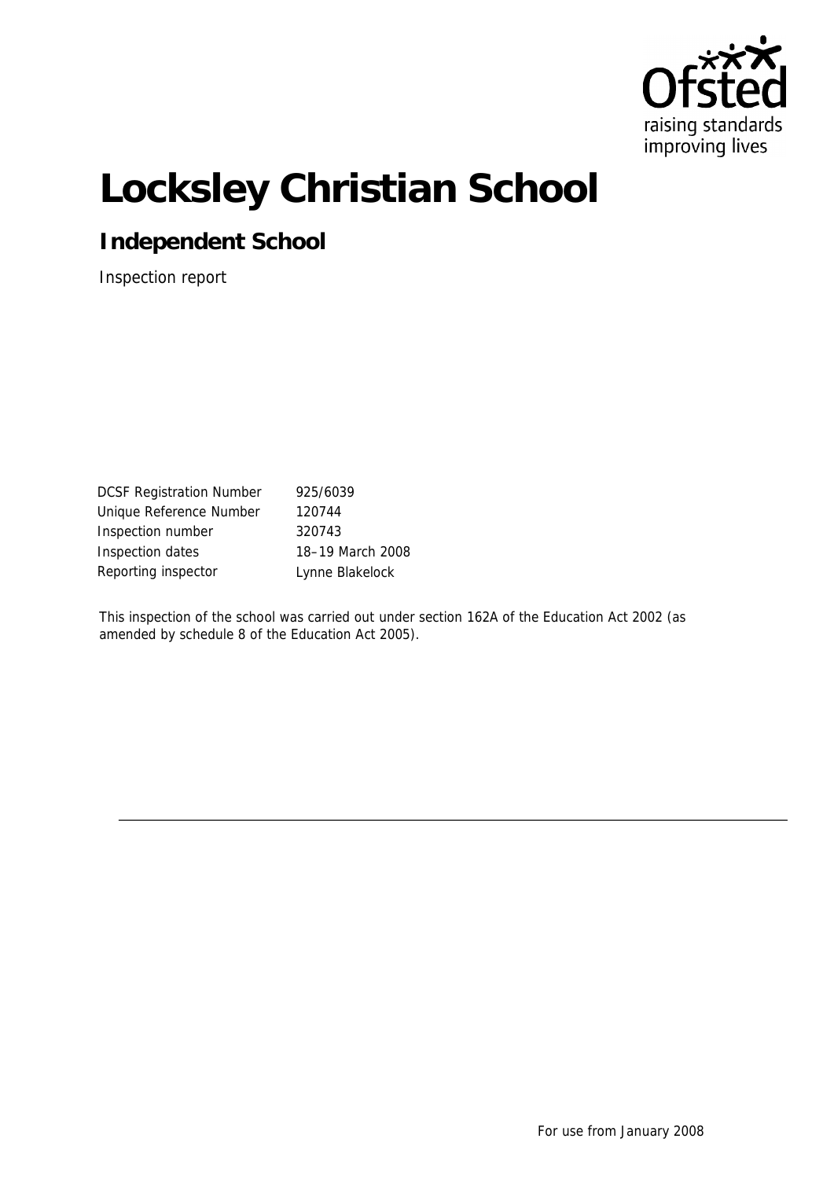Ofsted
raising standards
improving lives

# Locksley Christian School

## Independent School

Inspection report

| | |
|---|---|
| DCSF Registration Number | 925/6039 |
| Unique Reference Number | 120744 |
| Inspection number | 320743 |
| Inspection dates | 18–19 March 2008 |
| Reporting inspector | Lynne Blakelock |

This inspection of the school was carried out under section 162A of the Education Act 2002 (as amended by schedule 8 of the Education Act 2005).

For use from January 2008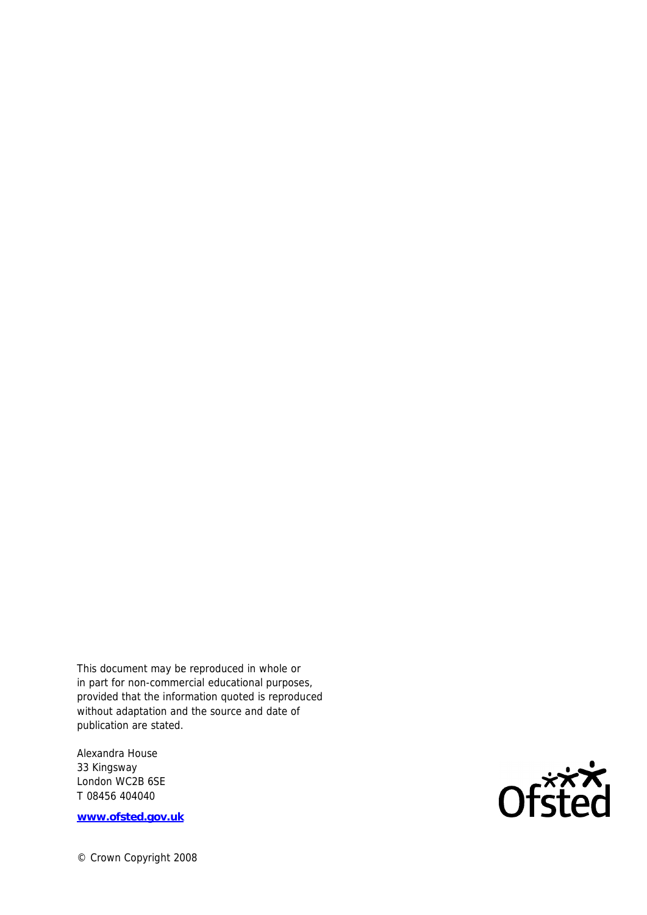This document may be reproduced in whole or in part for non-commercial educational purposes, provided that the information quoted is reproduced without adaptation and the source and date of publication are stated.

Alexandra House
33 Kingsway
London WC2B 6SE
T 08456 404040

**[www.ofsted.gov.uk](http://www.ofsted.gov.uk)**

© Crown Copyright 2008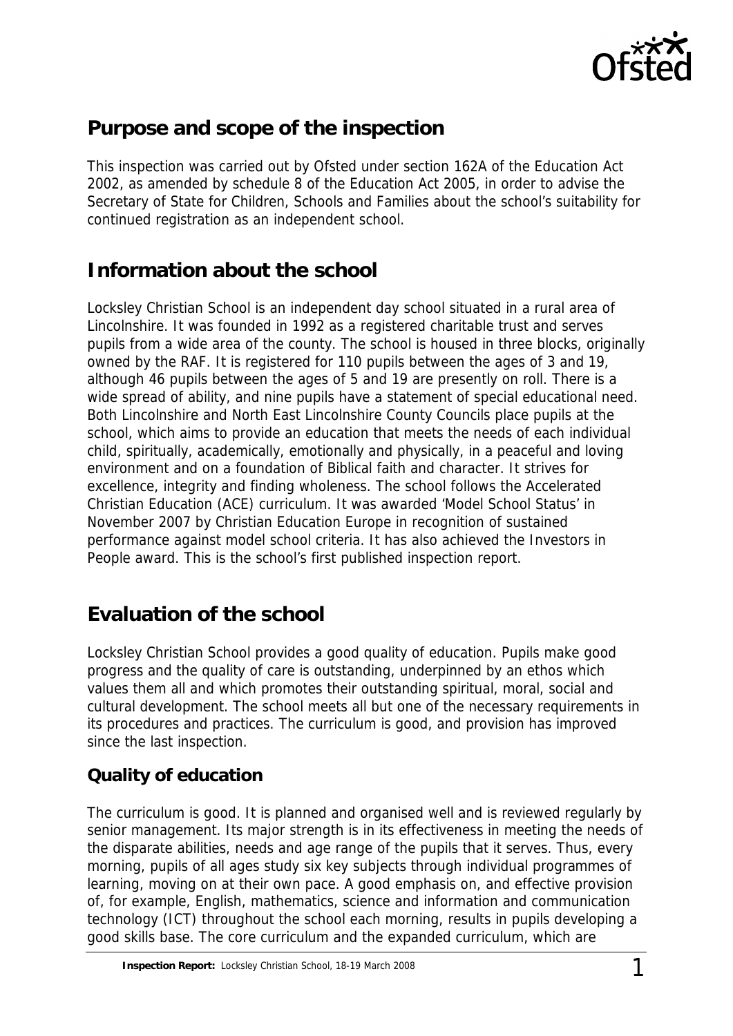## Purpose and scope of the inspection

This inspection was carried out by Ofsted under section 162A of the Education Act 2002, as amended by schedule 8 of the Education Act 2005, in order to advise the Secretary of State for Children, Schools and Families about the school's suitability for continued registration as an independent school.

## Information about the school

Locksley Christian School is an independent day school situated in a rural area of Lincolnshire. It was founded in 1992 as a registered charitable trust and serves pupils from a wide area of the county. The school is housed in three blocks, originally owned by the RAF. It is registered for 110 pupils between the ages of 3 and 19, although 46 pupils between the ages of 5 and 19 are presently on roll. There is a wide spread of ability, and nine pupils have a statement of special educational need. Both Lincolnshire and North East Lincolnshire County Councils place pupils at the school, which aims to provide an education that meets the needs of each individual child, spiritually, academically, emotionally and physically, in a peaceful and loving environment and on a foundation of Biblical faith and character. It strives for excellence, integrity and finding wholeness. The school follows the Accelerated Christian Education (ACE) curriculum. It was awarded 'Model School Status' in November 2007 by Christian Education Europe in recognition of sustained performance against model school criteria. It has also achieved the Investors in People award. This is the school's first published inspection report.

## Evaluation of the school

Locksley Christian School provides a good quality of education. Pupils make good progress and the quality of care is outstanding, underpinned by an ethos which values them all and which promotes their outstanding spiritual, moral, social and cultural development. The school meets all but one of the necessary requirements in its procedures and practices. The curriculum is good, and provision has improved since the last inspection.

### Quality of education

The curriculum is good. It is planned and organised well and is reviewed regularly by senior management. Its major strength is in its effectiveness in meeting the needs of the disparate abilities, needs and age range of the pupils that it serves. Thus, every morning, pupils of all ages study six key subjects through individual programmes of learning, moving on at their own pace. A good emphasis on, and effective provision of, for example, English, mathematics, science and information and communication technology (ICT) throughout the school each morning, results in pupils developing a good skills base. The core curriculum and the expanded curriculum, which are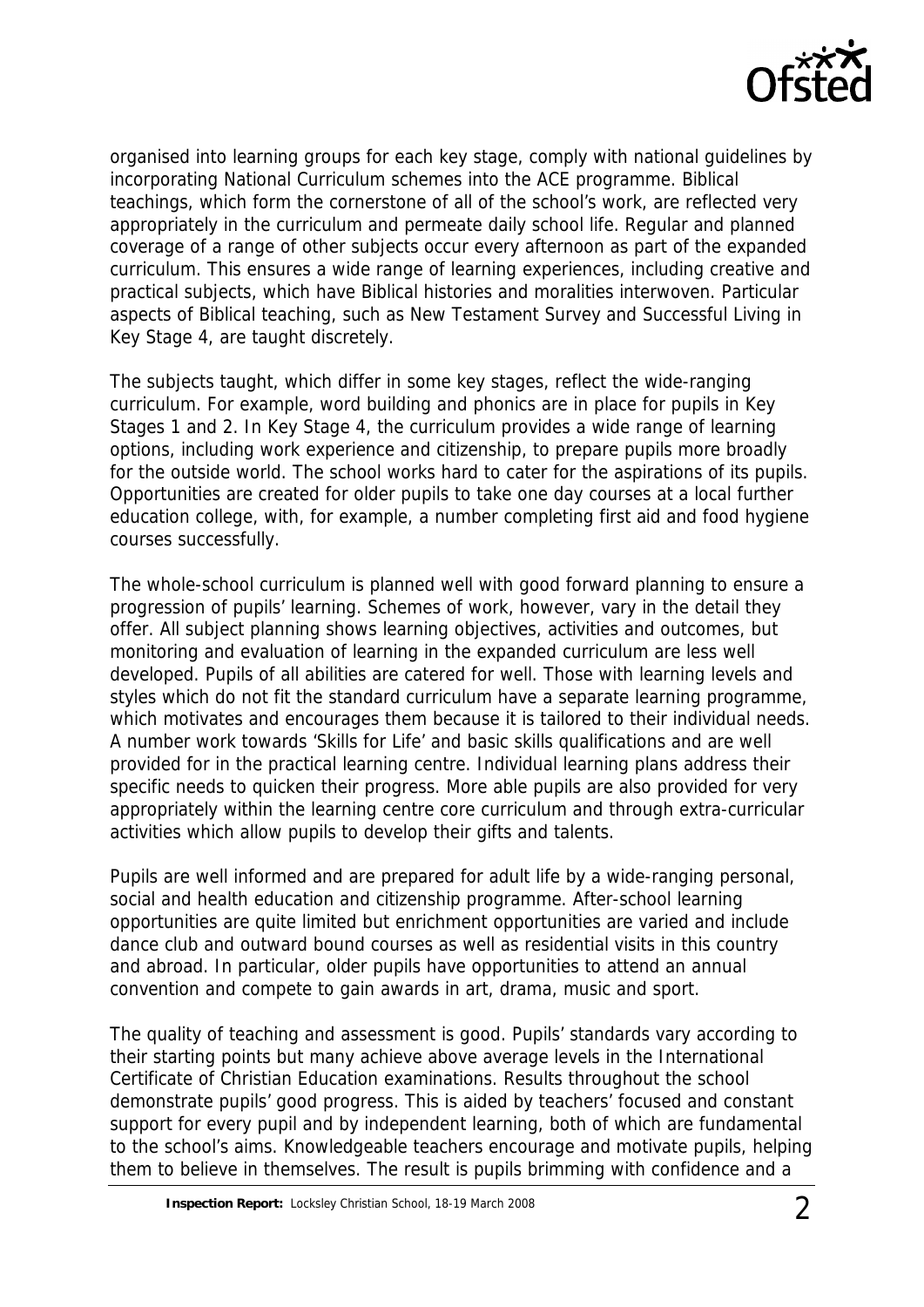organised into learning groups for each key stage, comply with national guidelines by incorporating National Curriculum schemes into the ACE programme. Biblical teachings, which form the cornerstone of all of the school's work, are reflected very appropriately in the curriculum and permeate daily school life. Regular and planned coverage of a range of other subjects occur every afternoon as part of the expanded curriculum. This ensures a wide range of learning experiences, including creative and practical subjects, which have Biblical histories and moralities interwoven. Particular aspects of Biblical teaching, such as New Testament Survey and Successful Living in Key Stage 4, are taught discretely.

The subjects taught, which differ in some key stages, reflect the wide-ranging curriculum. For example, word building and phonics are in place for pupils in Key Stages 1 and 2. In Key Stage 4, the curriculum provides a wide range of learning options, including work experience and citizenship, to prepare pupils more broadly for the outside world. The school works hard to cater for the aspirations of its pupils. Opportunities are created for older pupils to take one day courses at a local further education college, with, for example, a number completing first aid and food hygiene courses successfully.

The whole-school curriculum is planned well with good forward planning to ensure a progression of pupils' learning. Schemes of work, however, vary in the detail they offer. All subject planning shows learning objectives, activities and outcomes, but monitoring and evaluation of learning in the expanded curriculum are less well developed. Pupils of all abilities are catered for well. Those with learning levels and styles which do not fit the standard curriculum have a separate learning programme, which motivates and encourages them because it is tailored to their individual needs. A number work towards 'Skills for Life' and basic skills qualifications and are well provided for in the practical learning centre. Individual learning plans address their specific needs to quicken their progress. More able pupils are also provided for very appropriately within the learning centre core curriculum and through extra-curricular activities which allow pupils to develop their gifts and talents.

Pupils are well informed and are prepared for adult life by a wide-ranging personal, social and health education and citizenship programme. After-school learning opportunities are quite limited but enrichment opportunities are varied and include dance club and outward bound courses as well as residential visits in this country and abroad. In particular, older pupils have opportunities to attend an annual convention and compete to gain awards in art, drama, music and sport.

The quality of teaching and assessment is good. Pupils' standards vary according to their starting points but many achieve above average levels in the International Certificate of Christian Education examinations. Results throughout the school demonstrate pupils' good progress. This is aided by teachers' focused and constant support for every pupil and by independent learning, both of which are fundamental to the school's aims. Knowledgeable teachers encourage and motivate pupils, helping them to believe in themselves. The result is pupils brimming with confidence and a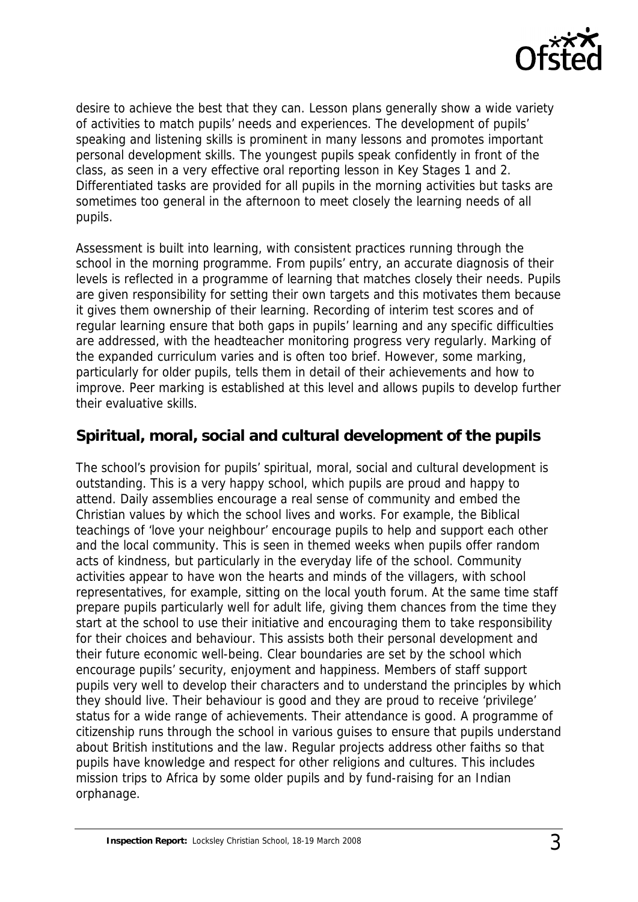desire to achieve the best that they can. Lesson plans generally show a wide variety of activities to match pupils' needs and experiences. The development of pupils' speaking and listening skills is prominent in many lessons and promotes important personal development skills. The youngest pupils speak confidently in front of the class, as seen in a very effective oral reporting lesson in Key Stages 1 and 2. Differentiated tasks are provided for all pupils in the morning activities but tasks are sometimes too general in the afternoon to meet closely the learning needs of all pupils.

Assessment is built into learning, with consistent practices running through the school in the morning programme. From pupils' entry, an accurate diagnosis of their levels is reflected in a programme of learning that matches closely their needs. Pupils are given responsibility for setting their own targets and this motivates them because it gives them ownership of their learning. Recording of interim test scores and of regular learning ensure that both gaps in pupils' learning and any specific difficulties are addressed, with the headteacher monitoring progress very regularly. Marking of the expanded curriculum varies and is often too brief. However, some marking, particularly for older pupils, tells them in detail of their achievements and how to improve. Peer marking is established at this level and allows pupils to develop further their evaluative skills.

## Spiritual, moral, social and cultural development of the pupils

The school's provision for pupils' spiritual, moral, social and cultural development is outstanding. This is a very happy school, which pupils are proud and happy to attend. Daily assemblies encourage a real sense of community and embed the Christian values by which the school lives and works. For example, the Biblical teachings of 'love your neighbour' encourage pupils to help and support each other and the local community. This is seen in themed weeks when pupils offer random acts of kindness, but particularly in the everyday life of the school. Community activities appear to have won the hearts and minds of the villagers, with school representatives, for example, sitting on the local youth forum. At the same time staff prepare pupils particularly well for adult life, giving them chances from the time they start at the school to use their initiative and encouraging them to take responsibility for their choices and behaviour. This assists both their personal development and their future economic well-being. Clear boundaries are set by the school which encourage pupils' security, enjoyment and happiness. Members of staff support pupils very well to develop their characters and to understand the principles by which they should live. Their behaviour is good and they are proud to receive 'privilege' status for a wide range of achievements. Their attendance is good. A programme of citizenship runs through the school in various guises to ensure that pupils understand about British institutions and the law. Regular projects address other faiths so that pupils have knowledge and respect for other religions and cultures. This includes mission trips to Africa by some older pupils and by fund-raising for an Indian orphanage.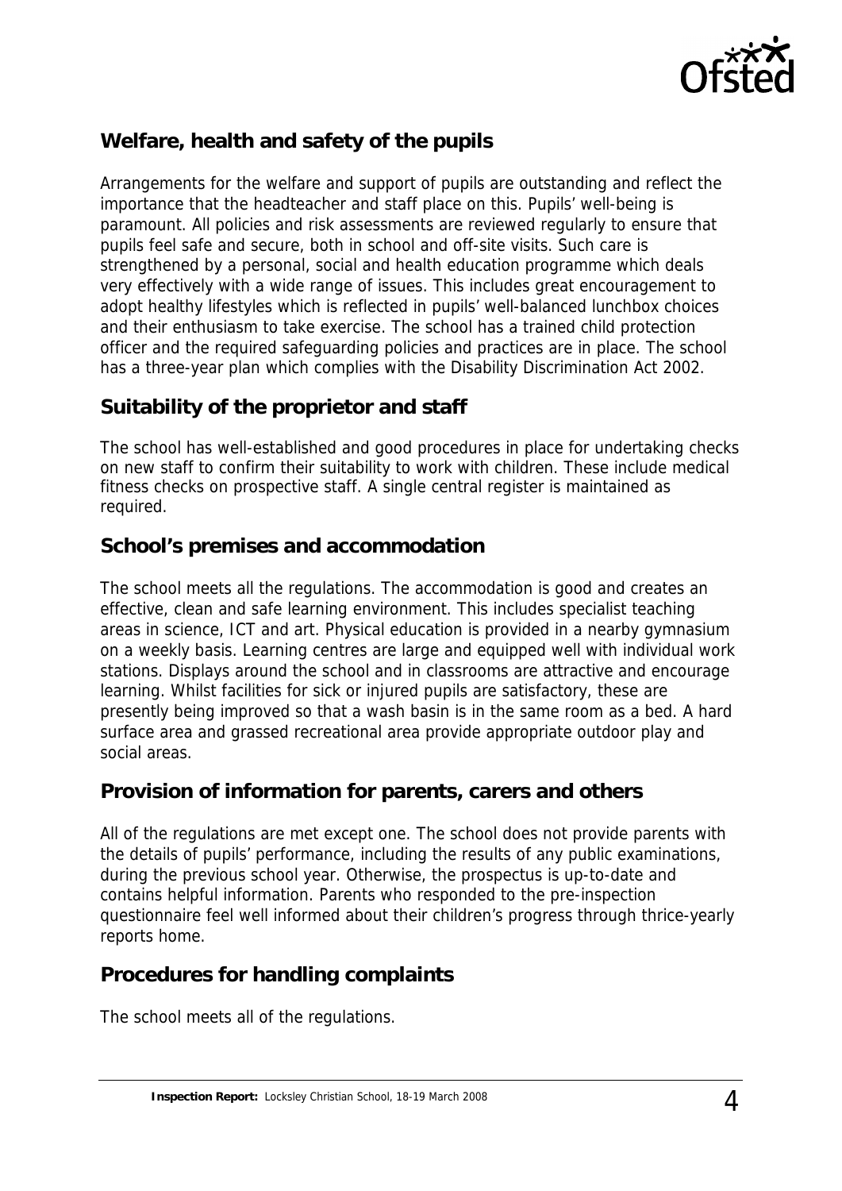## Welfare, health and safety of the pupils

Arrangements for the welfare and support of pupils are outstanding and reflect the importance that the headteacher and staff place on this. Pupils' well-being is paramount. All policies and risk assessments are reviewed regularly to ensure that pupils feel safe and secure, both in school and off-site visits. Such care is strengthened by a personal, social and health education programme which deals very effectively with a wide range of issues. This includes great encouragement to adopt healthy lifestyles which is reflected in pupils' well-balanced lunchbox choices and their enthusiasm to take exercise. The school has a trained child protection officer and the required safeguarding policies and practices are in place. The school has a three-year plan which complies with the Disability Discrimination Act 2002.

## Suitability of the proprietor and staff

The school has well-established and good procedures in place for undertaking checks on new staff to confirm their suitability to work with children. These include medical fitness checks on prospective staff. A single central register is maintained as required.

## School's premises and accommodation

The school meets all the regulations. The accommodation is good and creates an effective, clean and safe learning environment. This includes specialist teaching areas in science, ICT and art. Physical education is provided in a nearby gymnasium on a weekly basis. Learning centres are large and equipped well with individual work stations. Displays around the school and in classrooms are attractive and encourage learning. Whilst facilities for sick or injured pupils are satisfactory, these are presently being improved so that a wash basin is in the same room as a bed. A hard surface area and grassed recreational area provide appropriate outdoor play and social areas.

## Provision of information for parents, carers and others

All of the regulations are met except one. The school does not provide parents with the details of pupils' performance, including the results of any public examinations, during the previous school year. Otherwise, the prospectus is up-to-date and contains helpful information. Parents who responded to the pre-inspection questionnaire feel well informed about their children's progress through thrice-yearly reports home.

## Procedures for handling complaints

The school meets all of the regulations.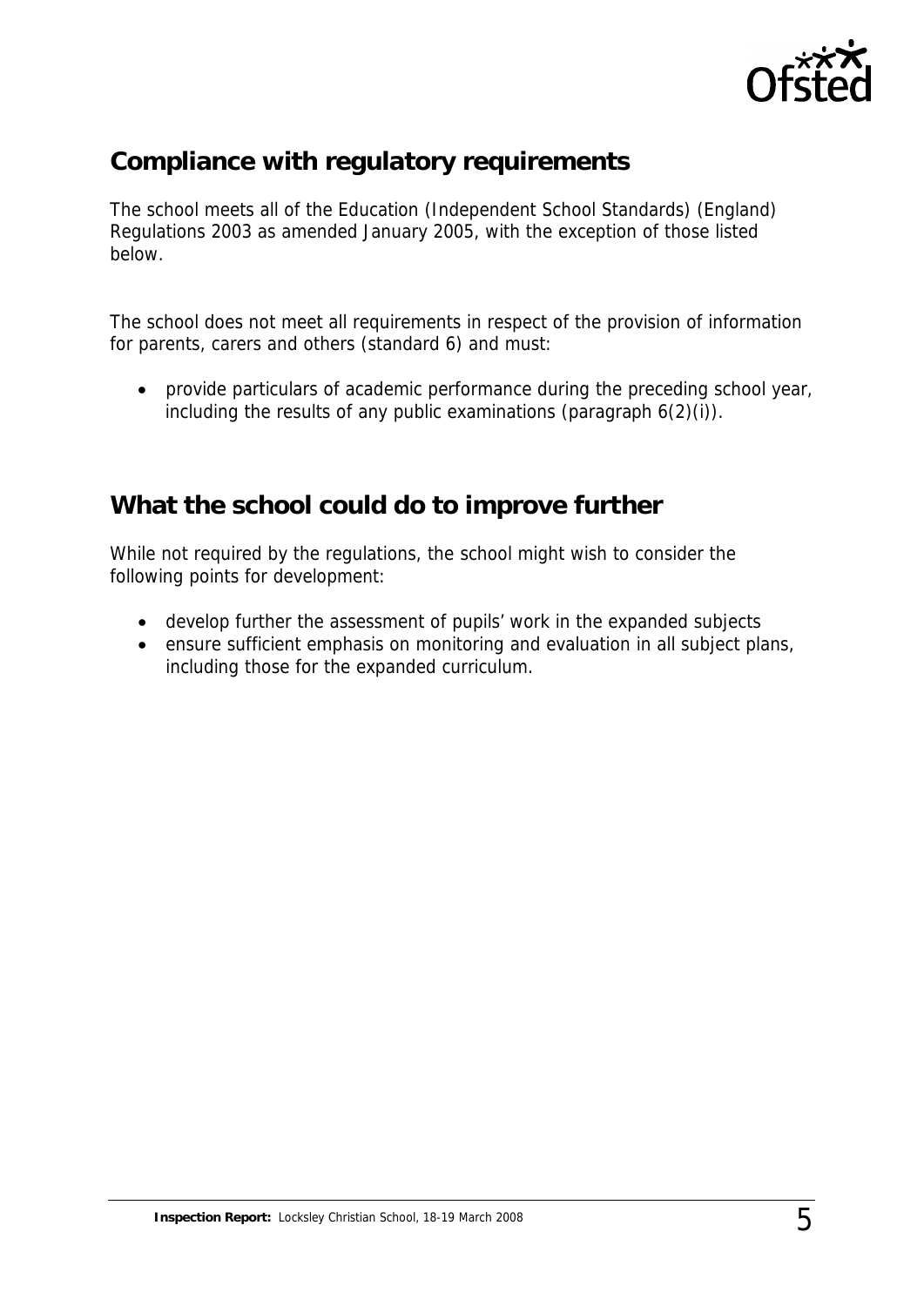## Compliance with regulatory requirements

The school meets all of the Education (Independent School Standards) (England) Regulations 2003 as amended January 2005, with the exception of those listed below.

The school does not meet all requirements in respect of the provision of information for parents, carers and others (standard 6) and must:

- provide particulars of academic performance during the preceding school year, including the results of any public examinations (paragraph 6(2)(i)).

## What the school could do to improve further

While not required by the regulations, the school might wish to consider the following points for development:

- develop further the assessment of pupils' work in the expanded subjects
- ensure sufficient emphasis on monitoring and evaluation in all subject plans, including those for the expanded curriculum.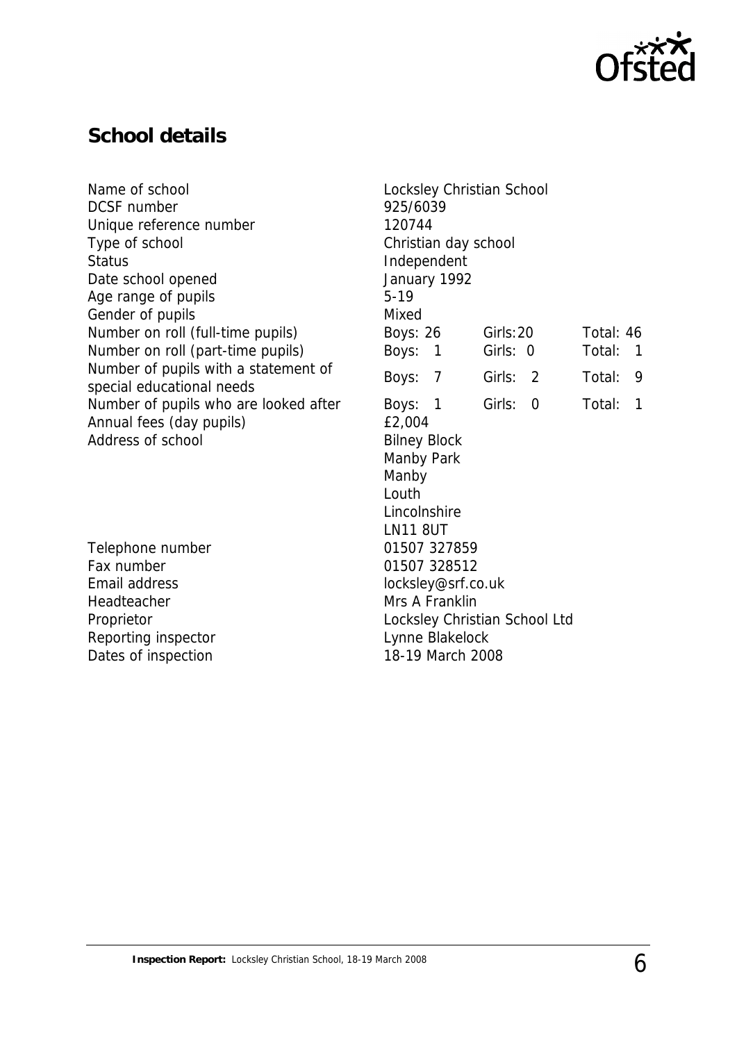## School details

| | | | |
|---|---|---|---|
| Name of school | Locksley Christian School | | |
| DCSF number | 925/6039 | | |
| Unique reference number | 120744 | | |
| Type of school | Christian day school | | |
| Status | Independent | | |
| Date school opened | January 1992 | | |
| Age range of pupils | 5-19 | | |
| Gender of pupils | Mixed | | |
| Number on roll (full-time pupils) | Boys: 26 | Girls: 20 | Total: 46 |
| Number on roll (part-time pupils) | Boys: 1 | Girls: 0 | Total: 1 |
| Number of pupils with a statement of special educational needs | Boys: 7 | Girls: 2 | Total: 9 |
| Number of pupils who are looked after | Boys: 1 | Girls: 0 | Total: 1 |
| Annual fees (day pupils) | £2,004 | | |
| Address of school | Bilney Block<br>Manby Park<br>Manby<br>Louth<br>Lincolnshire<br>LN11 8UT | | |
| Telephone number | 01507 327859 | | |
| Fax number | 01507 328512 | | |
| Email address | locksley@srf.co.uk | | |
| Headteacher | Mrs A Franklin | | |
| Proprietor | Locksley Christian School Ltd | | |
| Reporting inspector | Lynne Blakelock | | |
| Dates of inspection | 18-19 March 2008 | | |